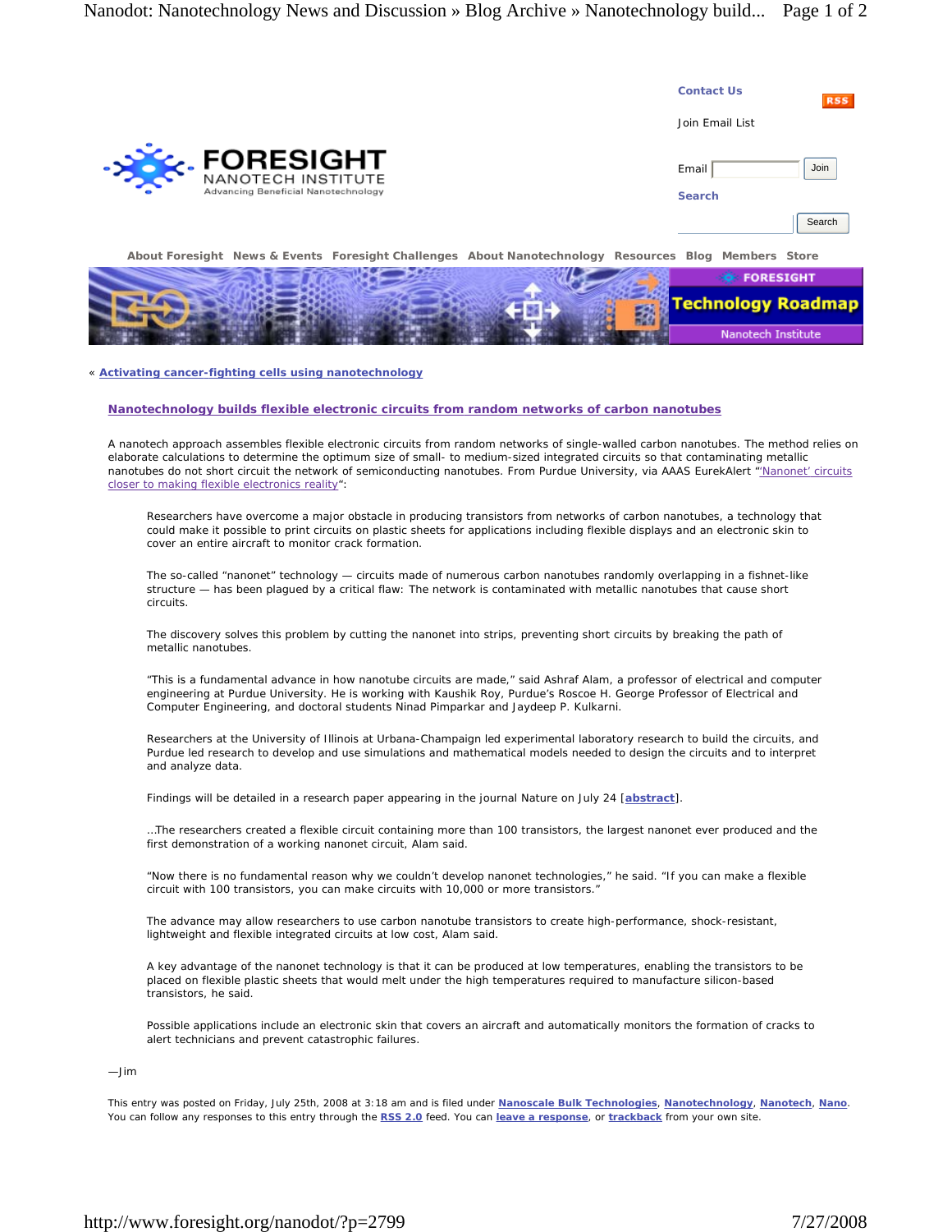Contact Us

RSS

Join Email List

Email Join

Search

Search

FORESIGHT NANOTECH INSTITUTE
Advancing Beneficial Nanotechnology

About Foresight News & Events Foresight Challenges About Nanotechnology Resources Blog Members Store

FORESIGHT Technology Roadmap Nanotech Institute

« Activating cancer-fighting cells using nanotechnology

## Nanotechnology builds flexible electronic circuits from random networks of carbon nanotubes

A nanotech approach assembles flexible electronic circuits from random networks of single-walled carbon nanotubes. The method relies on elaborate calculations to determine the optimum size of small- to medium-sized integrated circuits so that contaminating metallic nanotubes do not short circuit the network of semiconducting nanotubes. From Purdue University, via AAAS EurekAlert "'Nanonet' circuits closer to making flexible electronics reality":

> Researchers have overcome a major obstacle in producing transistors from networks of carbon nanotubes, a technology that could make it possible to print circuits on plastic sheets for applications including flexible displays and an electronic skin to cover an entire aircraft to monitor crack formation.
>
> The so-called "nanonet" technology — circuits made of numerous carbon nanotubes randomly overlapping in a fishnet-like structure — has been plagued by a critical flaw: The network is contaminated with metallic nanotubes that cause short circuits.
>
> The discovery solves this problem by cutting the nanonet into strips, preventing short circuits by breaking the path of metallic nanotubes.
>
> "This is a fundamental advance in how nanotube circuits are made," said Ashraf Alam, a professor of electrical and computer engineering at Purdue University. He is working with Kaushik Roy, Purdue's Roscoe H. George Professor of Electrical and Computer Engineering, and doctoral students Ninad Pimparkar and Jaydeep P. Kulkarni.
>
> Researchers at the University of Illinois at Urbana-Champaign led experimental laboratory research to build the circuits, and Purdue led research to develop and use simulations and mathematical models needed to design the circuits and to interpret and analyze data.
>
> Findings will be detailed in a research paper appearing in the journal Nature on July 24 [**abstract**].
>
> …The researchers created a flexible circuit containing more than 100 transistors, the largest nanonet ever produced and the first demonstration of a working nanonet circuit, Alam said.
>
> "Now there is no fundamental reason why we couldn't develop nanonet technologies," he said. "If you can make a flexible circuit with 100 transistors, you can make circuits with 10,000 or more transistors."
>
> The advance may allow researchers to use carbon nanotube transistors to create high-performance, shock-resistant, lightweight and flexible integrated circuits at low cost, Alam said.
>
> A key advantage of the nanonet technology is that it can be produced at low temperatures, enabling the transistors to be placed on flexible plastic sheets that would melt under the high temperatures required to manufacture silicon-based transistors, he said.
>
> Possible applications include an electronic skin that covers an aircraft and automatically monitors the formation of cracks to alert technicians and prevent catastrophic failures.

—Jim

This entry was posted on Friday, July 25th, 2008 at 3:18 am and is filed under **Nanoscale Bulk Technologies**, **Nanotechnology**, **Nanotech**, **Nano**. You can follow any responses to this entry through the **RSS 2.0** feed. You can **leave a response**, or **trackback** from your own site.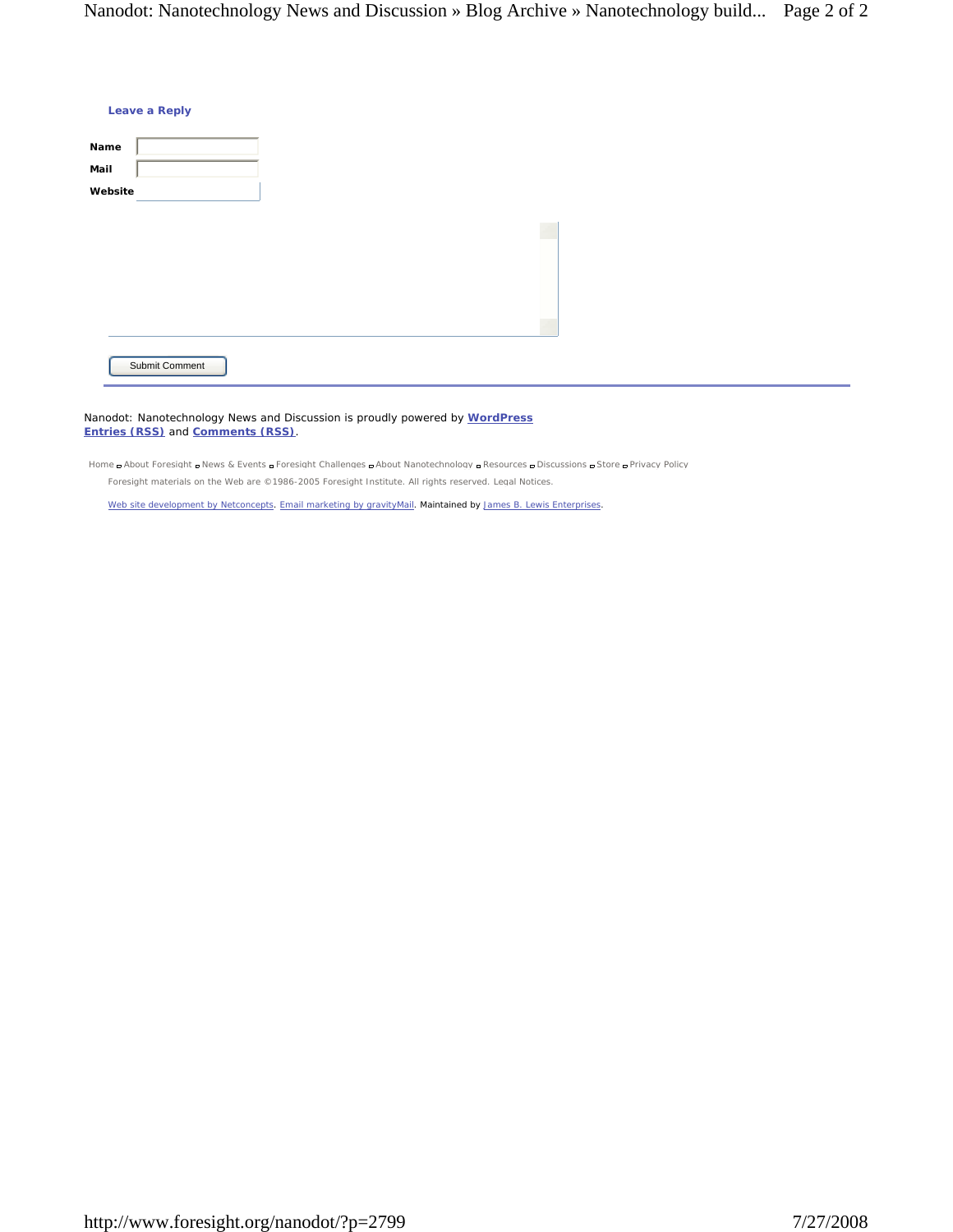**Leave a Reply**

**Name**

**Mail**

**Website**

Submit Comment

Nanodot: Nanotechnology News and Discussion is proudly powered by **WordPress**
**Entries (RSS)** and **Comments (RSS)**.

Home ▫ About Foresight ▫ News & Events ▫ Foresight Challenges ▫ About Nanotechnology ▫ Resources ▫ Discussions ▫ Store ▫ Privacy Policy

Foresight materials on the Web are ©1986-2005 Foresight Institute. All rights reserved. Legal Notices.

Web site development by Netconcepts. Email marketing by gravityMail. Maintained by James B. Lewis Enterprises.